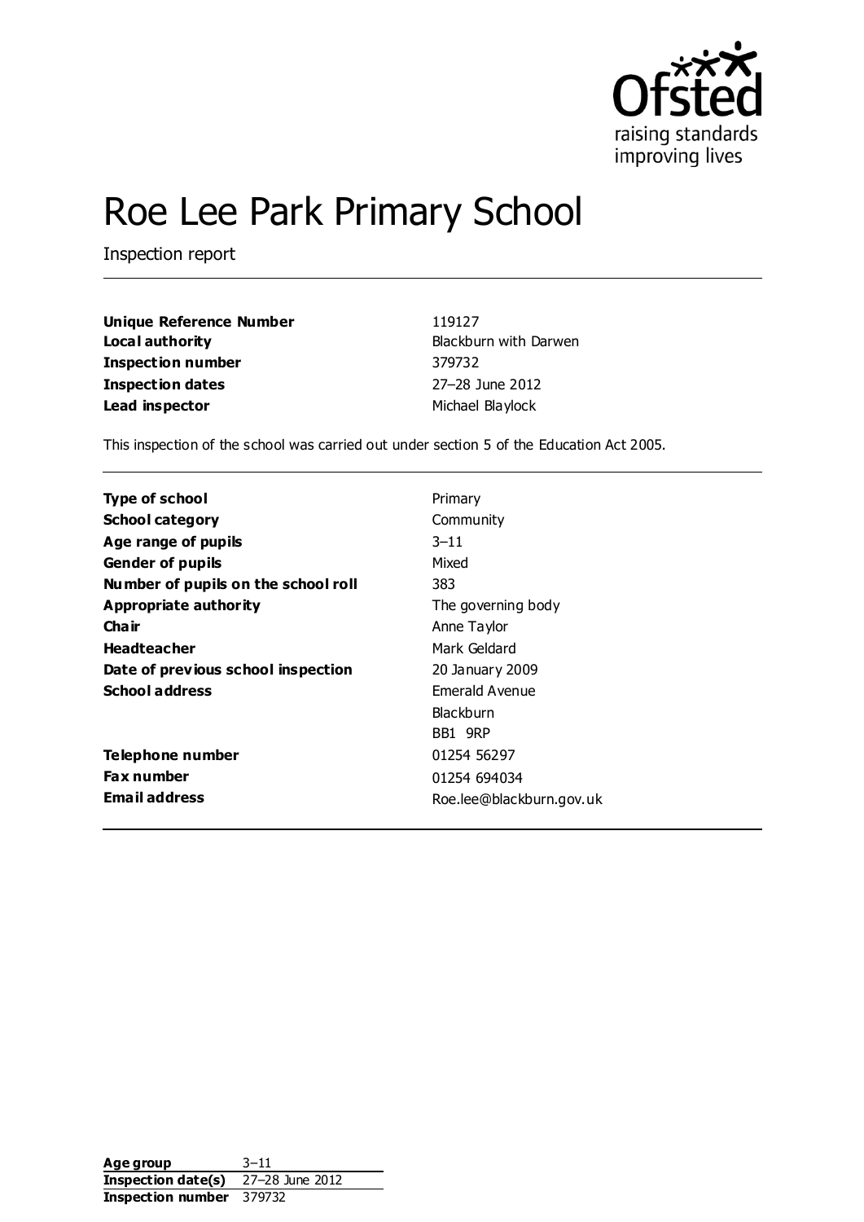# Roe Lee Park Primary School

Inspection report

| | |
|---|---|
| **Unique Reference Number** | 119127 |
| **Local authority** | Blackburn with Darwen |
| **Inspection number** | 379732 |
| **Inspection dates** | 27–28 June 2012 |
| **Lead inspector** | Michael Blaylock |

This inspection of the school was carried out under section 5 of the Education Act 2005.

| | |
|---|---|
| **Type of school** | Primary |
| **School category** | Community |
| **Age range of pupils** | 3–11 |
| **Gender of pupils** | Mixed |
| **Number of pupils on the school roll** | 383 |
| **Appropriate authority** | The governing body |
| **Chair** | Anne Taylor |
| **Headteacher** | Mark Geldard |
| **Date of previous school inspection** | 20 January 2009 |
| **School address** | Emerald Avenue<br>Blackburn<br>BB1 9RP |
| **Telephone number** | 01254 56297 |
| **Fax number** | 01254 694034 |
| **Email address** | Roe.lee@blackburn.gov.uk |

| | |
|---|---|
| **Age group** | 3–11 |
| **Inspection date(s)** | 27–28 June 2012 |
| **Inspection number** | 379732 |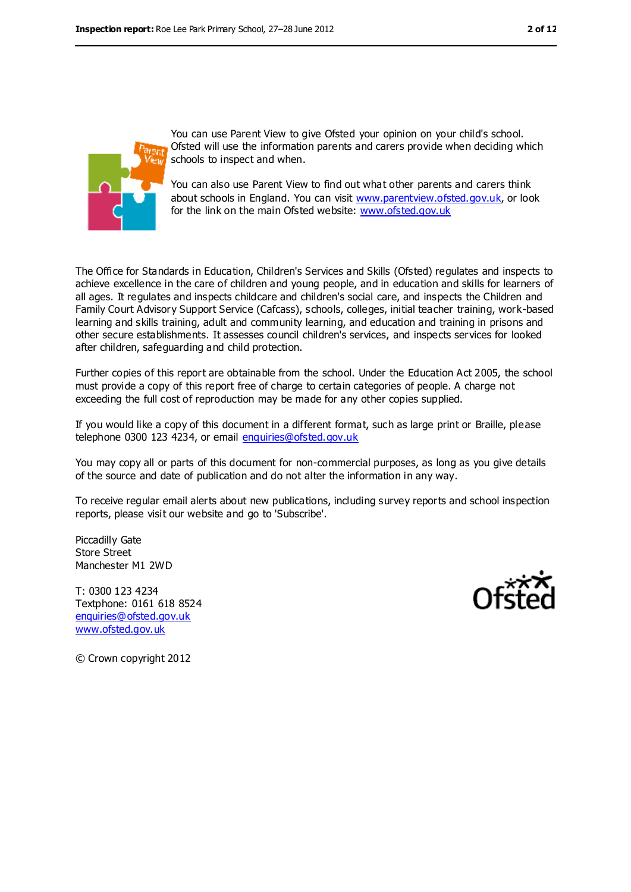You can use Parent View to give Ofsted your opinion on your child's school. Ofsted will use the information parents and carers provide when deciding which schools to inspect and when.

You can also use Parent View to find out what other parents and carers think about schools in England. You can visit www.parentview.ofsted.gov.uk, or look for the link on the main Ofsted website: www.ofsted.gov.uk

The Office for Standards in Education, Children's Services and Skills (Ofsted) regulates and inspects to achieve excellence in the care of children and young people, and in education and skills for learners of all ages. It regulates and inspects childcare and children's social care, and inspects the Children and Family Court Advisory Support Service (Cafcass), schools, colleges, initial teacher training, work-based learning and skills training, adult and community learning, and education and training in prisons and other secure establishments. It assesses council children's services, and inspects services for looked after children, safeguarding and child protection.

Further copies of this report are obtainable from the school. Under the Education Act 2005, the school must provide a copy of this report free of charge to certain categories of people. A charge not exceeding the full cost of reproduction may be made for any other copies supplied.

If you would like a copy of this document in a different format, such as large print or Braille, please telephone 0300 123 4234, or email enquiries@ofsted.gov.uk

You may copy all or parts of this document for non-commercial purposes, as long as you give details of the source and date of publication and do not alter the information in any way.

To receive regular email alerts about new publications, including survey reports and school inspection reports, please visit our website and go to 'Subscribe'.

Piccadilly Gate
Store Street
Manchester M1 2WD

T: 0300 123 4234
Textphone: 0161 618 8524
enquiries@ofsted.gov.uk
www.ofsted.gov.uk

© Crown copyright 2012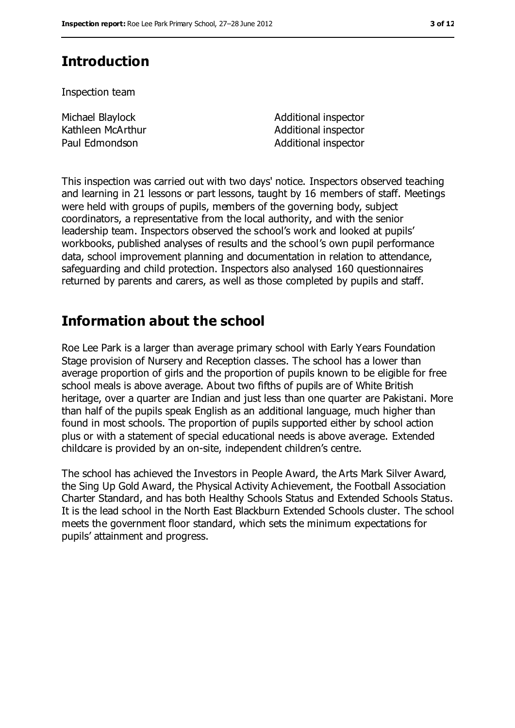## Introduction

Inspection team

| | |
|---|---|
| Michael Blaylock | Additional inspector |
| Kathleen McArthur | Additional inspector |
| Paul Edmondson | Additional inspector |

This inspection was carried out with two days' notice. Inspectors observed teaching and learning in 21 lessons or part lessons, taught by 16 members of staff. Meetings were held with groups of pupils, members of the governing body, subject coordinators, a representative from the local authority, and with the senior leadership team. Inspectors observed the school's work and looked at pupils' workbooks, published analyses of results and the school's own pupil performance data, school improvement planning and documentation in relation to attendance, safeguarding and child protection. Inspectors also analysed 160 questionnaires returned by parents and carers, as well as those completed by pupils and staff.

## Information about the school

Roe Lee Park is a larger than average primary school with Early Years Foundation Stage provision of Nursery and Reception classes. The school has a lower than average proportion of girls and the proportion of pupils known to be eligible for free school meals is above average. About two fifths of pupils are of White British heritage, over a quarter are Indian and just less than one quarter are Pakistani. More than half of the pupils speak English as an additional language, much higher than found in most schools. The proportion of pupils supported either by school action plus or with a statement of special educational needs is above average. Extended childcare is provided by an on-site, independent children's centre.

The school has achieved the Investors in People Award, the Arts Mark Silver Award, the Sing Up Gold Award, the Physical Activity Achievement, the Football Association Charter Standard, and has both Healthy Schools Status and Extended Schools Status. It is the lead school in the North East Blackburn Extended Schools cluster. The school meets the government floor standard, which sets the minimum expectations for pupils' attainment and progress.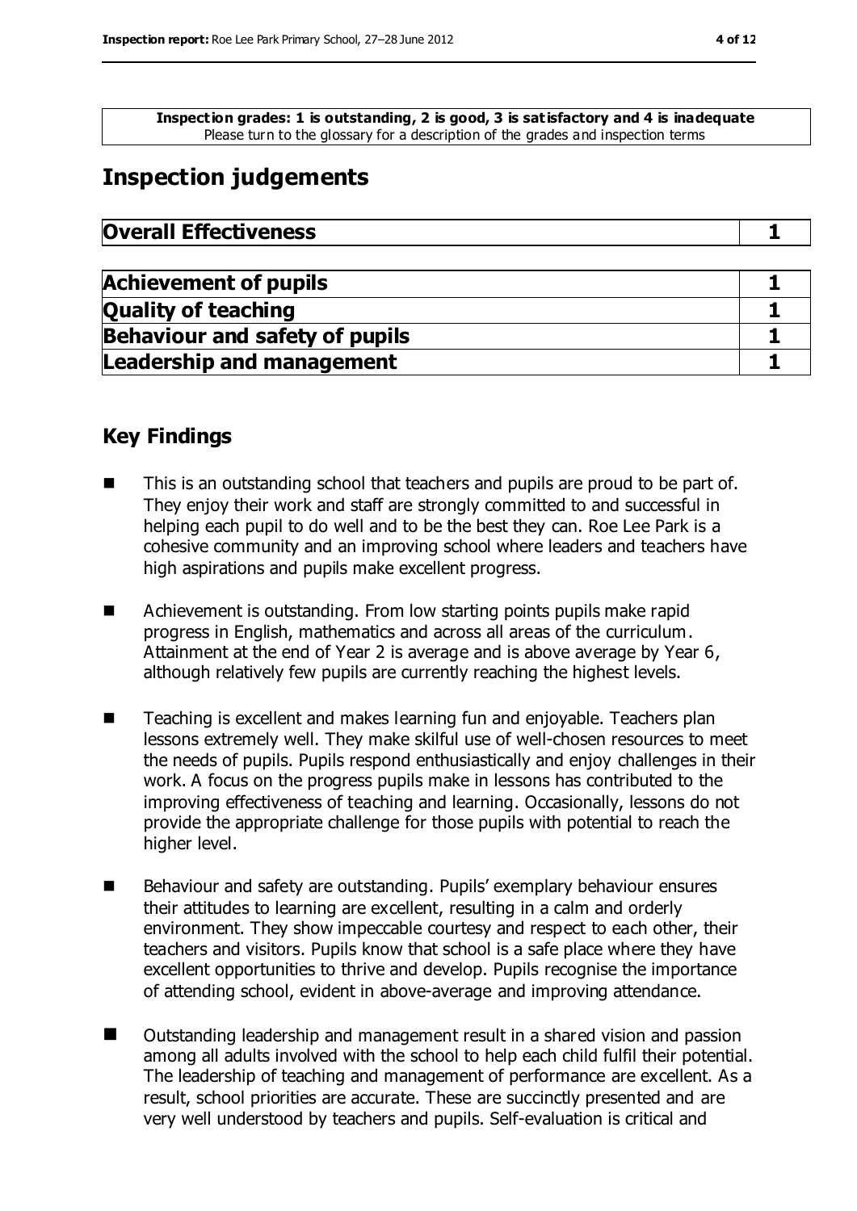**Inspection grades: 1 is outstanding, 2 is good, 3 is satisfactory and 4 is inadequate**
Please turn to the glossary for a description of the grades and inspection terms

# Inspection judgements

| **Overall Effectiveness** | **1** |
| --- | --- |

| **Achievement of pupils** | **1** |
| --- | --- |
| **Quality of teaching** | **1** |
| **Behaviour and safety of pupils** | **1** |
| **Leadership and management** | **1** |

## Key Findings

- This is an outstanding school that teachers and pupils are proud to be part of. They enjoy their work and staff are strongly committed to and successful in helping each pupil to do well and to be the best they can. Roe Lee Park is a cohesive community and an improving school where leaders and teachers have high aspirations and pupils make excellent progress.
- Achievement is outstanding. From low starting points pupils make rapid progress in English, mathematics and across all areas of the curriculum. Attainment at the end of Year 2 is average and is above average by Year 6, although relatively few pupils are currently reaching the highest levels.
- Teaching is excellent and makes learning fun and enjoyable. Teachers plan lessons extremely well. They make skilful use of well-chosen resources to meet the needs of pupils. Pupils respond enthusiastically and enjoy challenges in their work. A focus on the progress pupils make in lessons has contributed to the improving effectiveness of teaching and learning. Occasionally, lessons do not provide the appropriate challenge for those pupils with potential to reach the higher level.
- Behaviour and safety are outstanding. Pupils' exemplary behaviour ensures their attitudes to learning are excellent, resulting in a calm and orderly environment. They show impeccable courtesy and respect to each other, their teachers and visitors. Pupils know that school is a safe place where they have excellent opportunities to thrive and develop. Pupils recognise the importance of attending school, evident in above-average and improving attendance.
- Outstanding leadership and management result in a shared vision and passion among all adults involved with the school to help each child fulfil their potential. The leadership of teaching and management of performance are excellent. As a result, school priorities are accurate. These are succinctly presented and are very well understood by teachers and pupils. Self-evaluation is critical and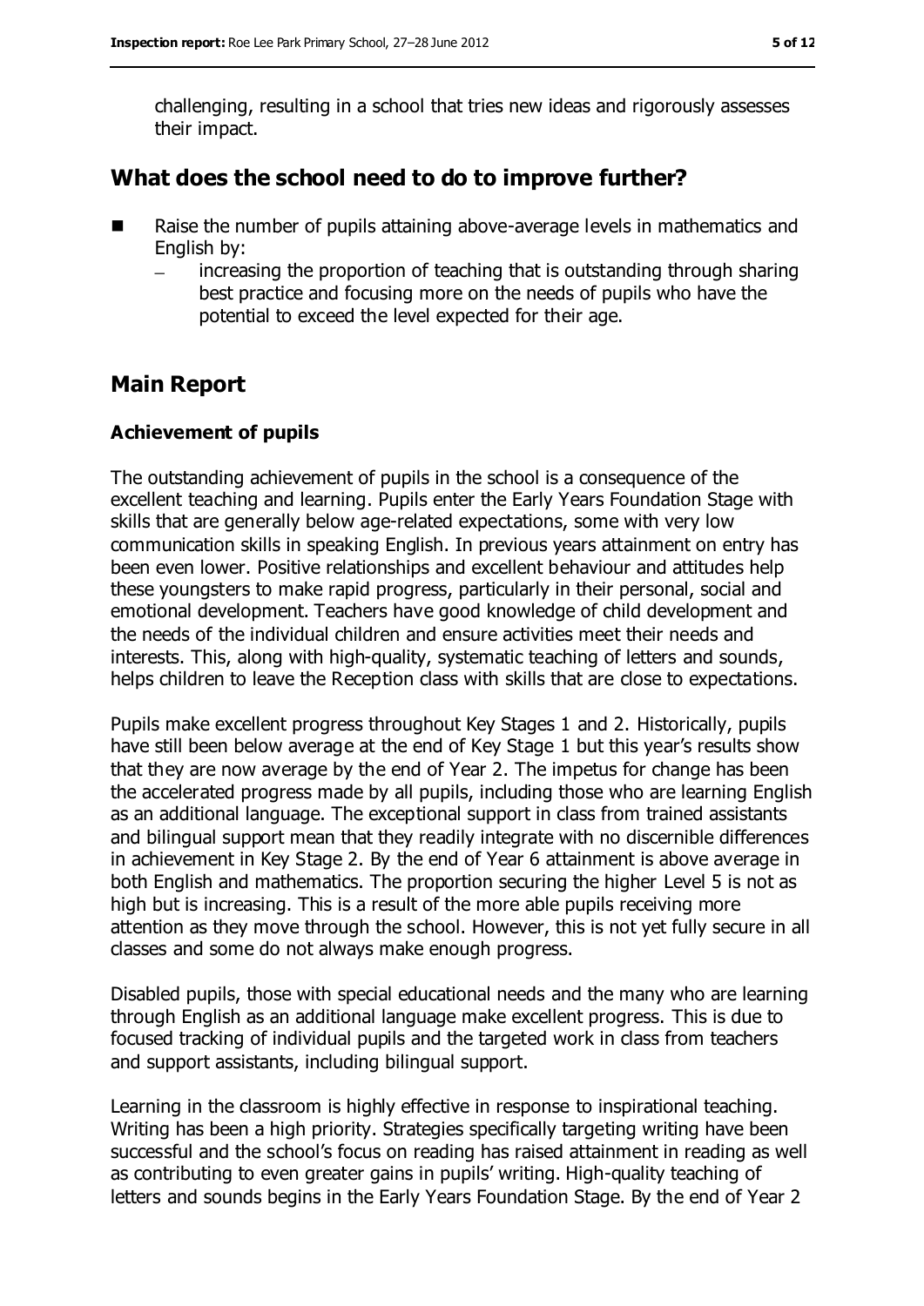challenging, resulting in a school that tries new ideas and rigorously assesses their impact.

## What does the school need to do to improve further?

- Raise the number of pupils attaining above-average levels in mathematics and English by:
  - increasing the proportion of teaching that is outstanding through sharing best practice and focusing more on the needs of pupils who have the potential to exceed the level expected for their age.

## Main Report

### Achievement of pupils

The outstanding achievement of pupils in the school is a consequence of the excellent teaching and learning. Pupils enter the Early Years Foundation Stage with skills that are generally below age-related expectations, some with very low communication skills in speaking English. In previous years attainment on entry has been even lower. Positive relationships and excellent behaviour and attitudes help these youngsters to make rapid progress, particularly in their personal, social and emotional development. Teachers have good knowledge of child development and the needs of the individual children and ensure activities meet their needs and interests. This, along with high-quality, systematic teaching of letters and sounds, helps children to leave the Reception class with skills that are close to expectations.

Pupils make excellent progress throughout Key Stages 1 and 2. Historically, pupils have still been below average at the end of Key Stage 1 but this year's results show that they are now average by the end of Year 2. The impetus for change has been the accelerated progress made by all pupils, including those who are learning English as an additional language. The exceptional support in class from trained assistants and bilingual support mean that they readily integrate with no discernible differences in achievement in Key Stage 2. By the end of Year 6 attainment is above average in both English and mathematics. The proportion securing the higher Level 5 is not as high but is increasing. This is a result of the more able pupils receiving more attention as they move through the school. However, this is not yet fully secure in all classes and some do not always make enough progress.

Disabled pupils, those with special educational needs and the many who are learning through English as an additional language make excellent progress. This is due to focused tracking of individual pupils and the targeted work in class from teachers and support assistants, including bilingual support.

Learning in the classroom is highly effective in response to inspirational teaching. Writing has been a high priority. Strategies specifically targeting writing have been successful and the school's focus on reading has raised attainment in reading as well as contributing to even greater gains in pupils' writing. High-quality teaching of letters and sounds begins in the Early Years Foundation Stage. By the end of Year 2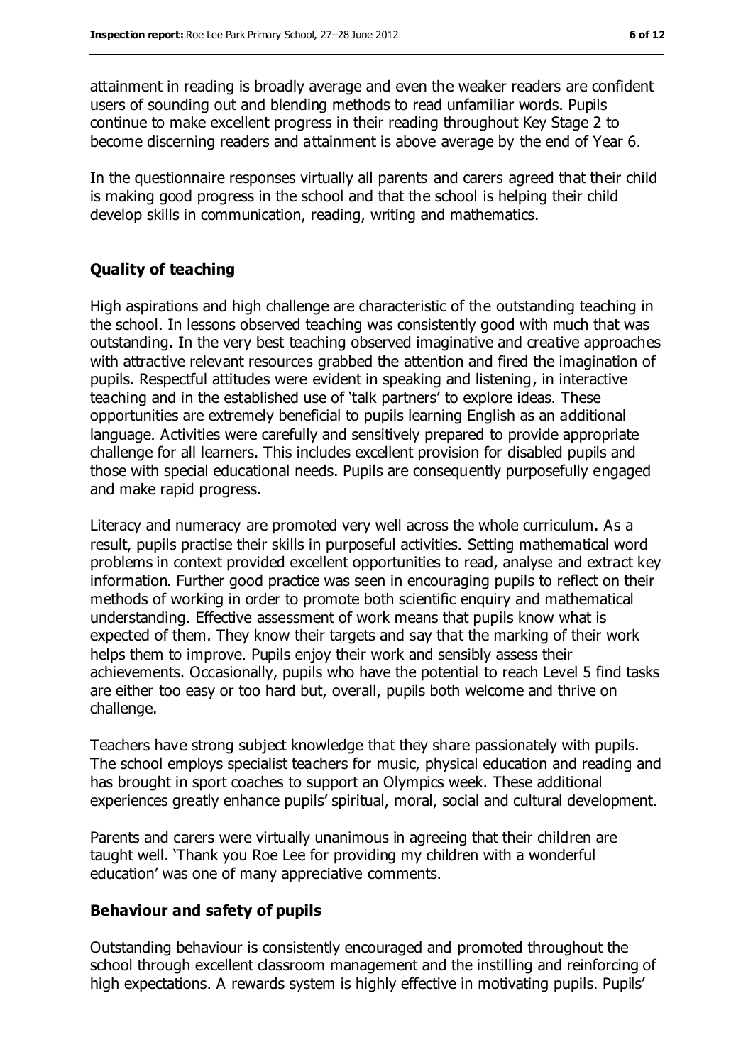attainment in reading is broadly average and even the weaker readers are confident users of sounding out and blending methods to read unfamiliar words. Pupils continue to make excellent progress in their reading throughout Key Stage 2 to become discerning readers and attainment is above average by the end of Year 6.

In the questionnaire responses virtually all parents and carers agreed that their child is making good progress in the school and that the school is helping their child develop skills in communication, reading, writing and mathematics.

### Quality of teaching

High aspirations and high challenge are characteristic of the outstanding teaching in the school. In lessons observed teaching was consistently good with much that was outstanding. In the very best teaching observed imaginative and creative approaches with attractive relevant resources grabbed the attention and fired the imagination of pupils. Respectful attitudes were evident in speaking and listening, in interactive teaching and in the established use of 'talk partners' to explore ideas. These opportunities are extremely beneficial to pupils learning English as an additional language. Activities were carefully and sensitively prepared to provide appropriate challenge for all learners. This includes excellent provision for disabled pupils and those with special educational needs. Pupils are consequently purposefully engaged and make rapid progress.

Literacy and numeracy are promoted very well across the whole curriculum. As a result, pupils practise their skills in purposeful activities. Setting mathematical word problems in context provided excellent opportunities to read, analyse and extract key information. Further good practice was seen in encouraging pupils to reflect on their methods of working in order to promote both scientific enquiry and mathematical understanding. Effective assessment of work means that pupils know what is expected of them. They know their targets and say that the marking of their work helps them to improve. Pupils enjoy their work and sensibly assess their achievements. Occasionally, pupils who have the potential to reach Level 5 find tasks are either too easy or too hard but, overall, pupils both welcome and thrive on challenge.

Teachers have strong subject knowledge that they share passionately with pupils. The school employs specialist teachers for music, physical education and reading and has brought in sport coaches to support an Olympics week. These additional experiences greatly enhance pupils' spiritual, moral, social and cultural development.

Parents and carers were virtually unanimous in agreeing that their children are taught well. 'Thank you Roe Lee for providing my children with a wonderful education' was one of many appreciative comments.

### Behaviour and safety of pupils

Outstanding behaviour is consistently encouraged and promoted throughout the school through excellent classroom management and the instilling and reinforcing of high expectations. A rewards system is highly effective in motivating pupils. Pupils'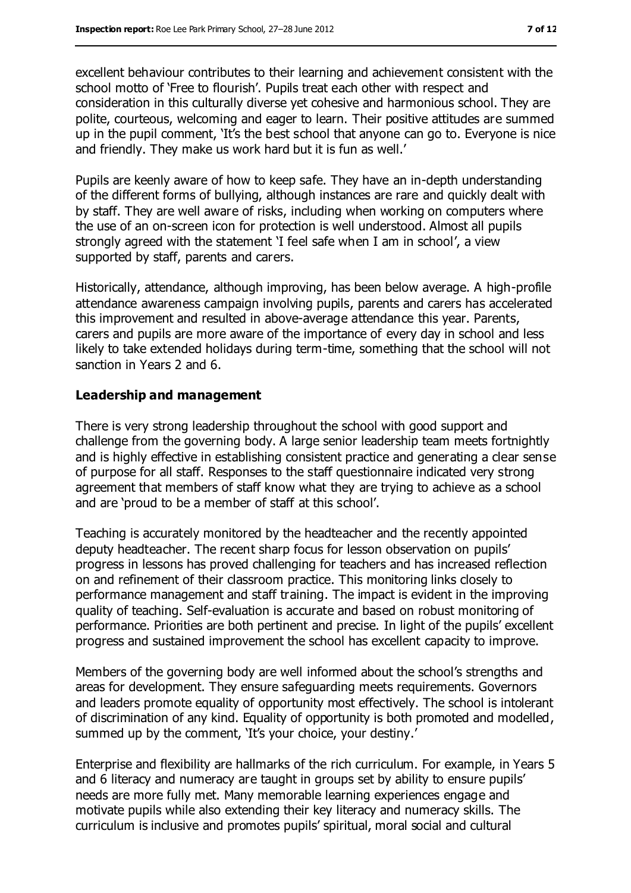excellent behaviour contributes to their learning and achievement consistent with the school motto of 'Free to flourish'. Pupils treat each other with respect and consideration in this culturally diverse yet cohesive and harmonious school. They are polite, courteous, welcoming and eager to learn. Their positive attitudes are summed up in the pupil comment, 'It's the best school that anyone can go to. Everyone is nice and friendly. They make us work hard but it is fun as well.'

Pupils are keenly aware of how to keep safe. They have an in-depth understanding of the different forms of bullying, although instances are rare and quickly dealt with by staff. They are well aware of risks, including when working on computers where the use of an on-screen icon for protection is well understood. Almost all pupils strongly agreed with the statement 'I feel safe when I am in school', a view supported by staff, parents and carers.

Historically, attendance, although improving, has been below average. A high-profile attendance awareness campaign involving pupils, parents and carers has accelerated this improvement and resulted in above-average attendance this year. Parents, carers and pupils are more aware of the importance of every day in school and less likely to take extended holidays during term-time, something that the school will not sanction in Years 2 and 6.

**Leadership and management**

There is very strong leadership throughout the school with good support and challenge from the governing body. A large senior leadership team meets fortnightly and is highly effective in establishing consistent practice and generating a clear sense of purpose for all staff. Responses to the staff questionnaire indicated very strong agreement that members of staff know what they are trying to achieve as a school and are 'proud to be a member of staff at this school'.

Teaching is accurately monitored by the headteacher and the recently appointed deputy headteacher. The recent sharp focus for lesson observation on pupils' progress in lessons has proved challenging for teachers and has increased reflection on and refinement of their classroom practice. This monitoring links closely to performance management and staff training. The impact is evident in the improving quality of teaching. Self-evaluation is accurate and based on robust monitoring of performance. Priorities are both pertinent and precise. In light of the pupils' excellent progress and sustained improvement the school has excellent capacity to improve.

Members of the governing body are well informed about the school's strengths and areas for development. They ensure safeguarding meets requirements. Governors and leaders promote equality of opportunity most effectively. The school is intolerant of discrimination of any kind. Equality of opportunity is both promoted and modelled, summed up by the comment, 'It's your choice, your destiny.'

Enterprise and flexibility are hallmarks of the rich curriculum. For example, in Years 5 and 6 literacy and numeracy are taught in groups set by ability to ensure pupils' needs are more fully met. Many memorable learning experiences engage and motivate pupils while also extending their key literacy and numeracy skills. The curriculum is inclusive and promotes pupils' spiritual, moral social and cultural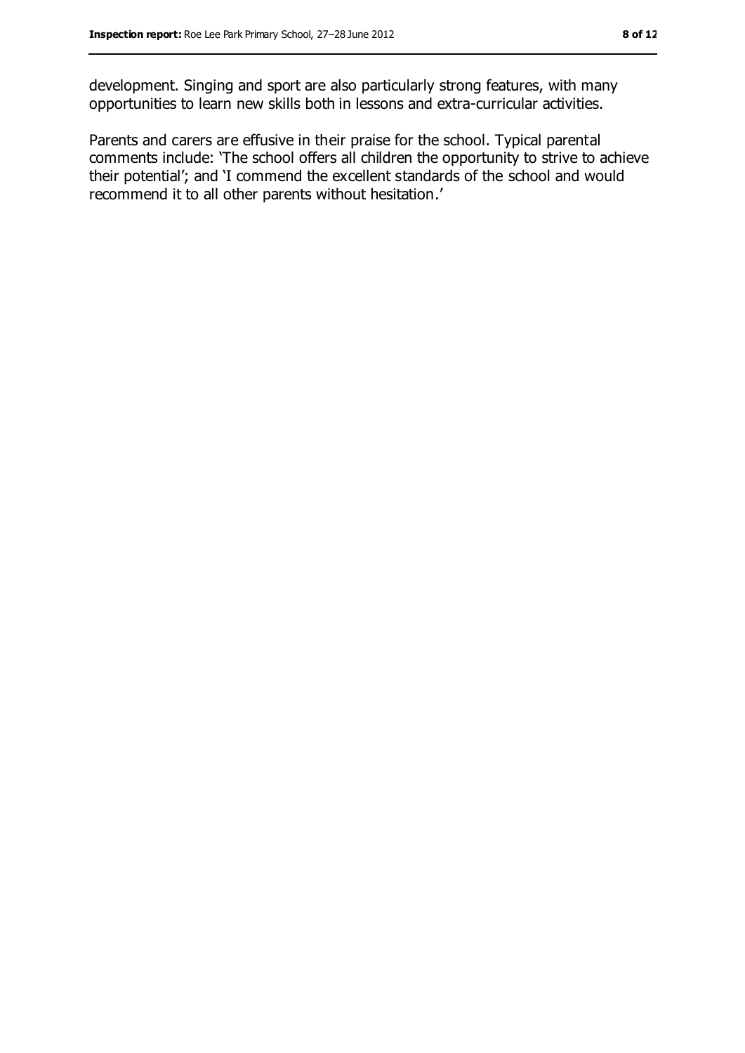development. Singing and sport are also particularly strong features, with many opportunities to learn new skills both in lessons and extra-curricular activities.

Parents and carers are effusive in their praise for the school. Typical parental comments include: 'The school offers all children the opportunity to strive to achieve their potential'; and 'I commend the excellent standards of the school and would recommend it to all other parents without hesitation.'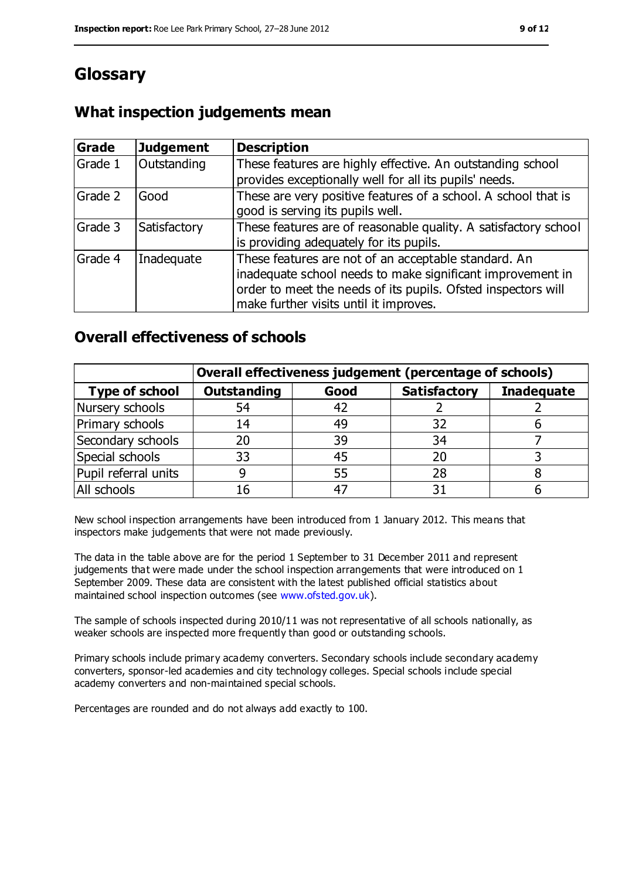# Glossary

## What inspection judgements mean

| Grade | Judgement | Description |
|---|---|---|
| Grade 1 | Outstanding | These features are highly effective. An outstanding school provides exceptionally well for all its pupils' needs. |
| Grade 2 | Good | These are very positive features of a school. A school that is good is serving its pupils well. |
| Grade 3 | Satisfactory | These features are of reasonable quality. A satisfactory school is providing adequately for its pupils. |
| Grade 4 | Inadequate | These features are not of an acceptable standard. An inadequate school needs to make significant improvement in order to meet the needs of its pupils. Ofsted inspectors will make further visits until it improves. |

## Overall effectiveness of schools

| | **Overall effectiveness judgement (percentage of schools)** | | | |
|---|---|---|---|---|
| **Type of school** | **Outstanding** | **Good** | **Satisfactory** | **Inadequate** |
| Nursery schools | 54 | 42 | 2 | 2 |
| Primary schools | 14 | 49 | 32 | 6 |
| Secondary schools | 20 | 39 | 34 | 7 |
| Special schools | 33 | 45 | 20 | 3 |
| Pupil referral units | 9 | 55 | 28 | 8 |
| All schools | 16 | 47 | 31 | 6 |

New school inspection arrangements have been introduced from 1 January 2012. This means that inspectors make judgements that were not made previously.

The data in the table above are for the period 1 September to 31 December 2011 and represent judgements that were made under the school inspection arrangements that were introduced on 1 September 2009. These data are consistent with the latest published official statistics about maintained school inspection outcomes (see www.ofsted.gov.uk).

The sample of schools inspected during 2010/11 was not representative of all schools nationally, as weaker schools are inspected more frequently than good or outstanding schools.

Primary schools include primary academy converters. Secondary schools include secondary academy converters, sponsor-led academies and city technology colleges. Special schools include special academy converters and non-maintained special schools.

Percentages are rounded and do not always add exactly to 100.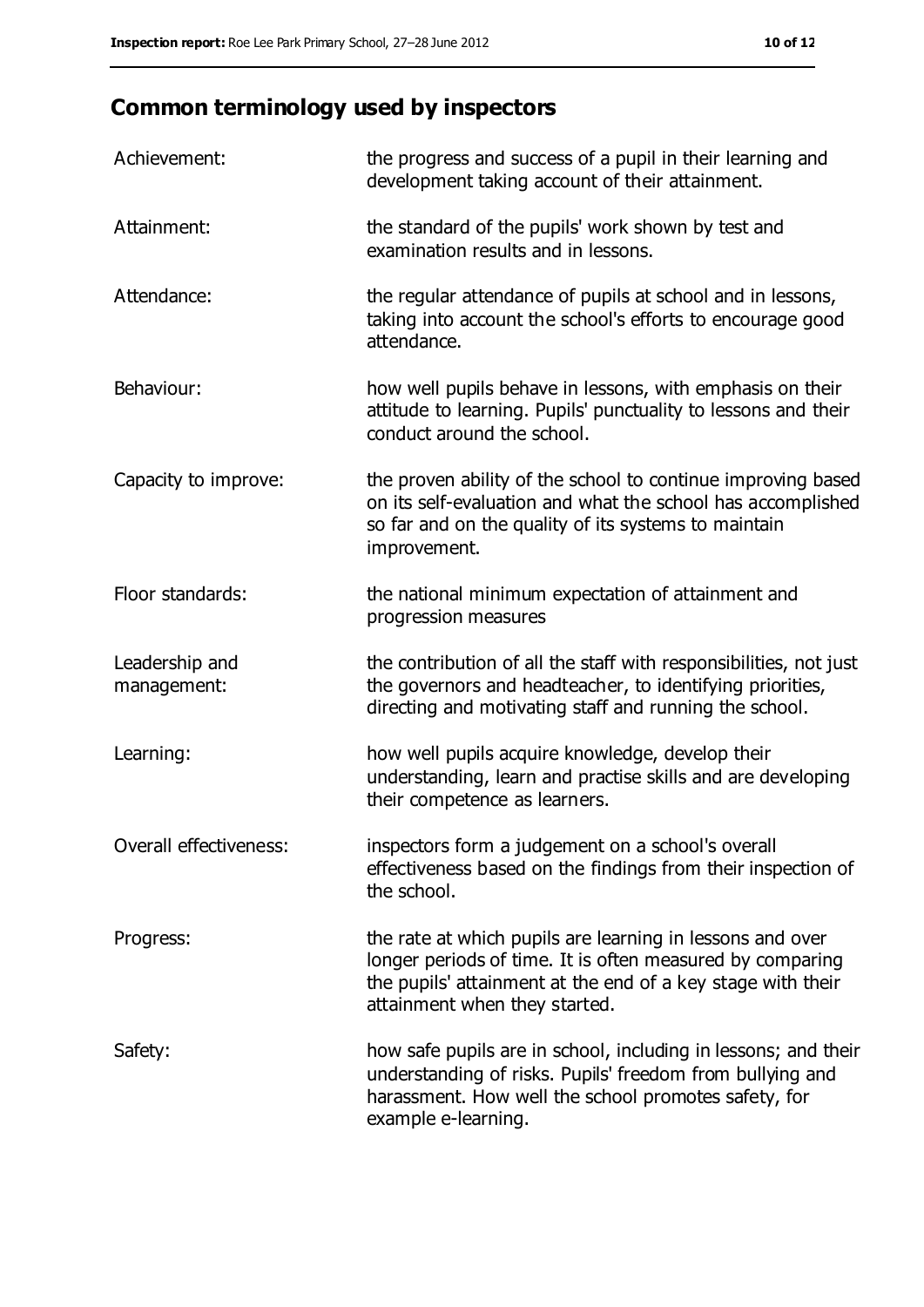## Common terminology used by inspectors

| | |
|---|---|
| Achievement: | the progress and success of a pupil in their learning and development taking account of their attainment. |
| Attainment: | the standard of the pupils' work shown by test and examination results and in lessons. |
| Attendance: | the regular attendance of pupils at school and in lessons, taking into account the school's efforts to encourage good attendance. |
| Behaviour: | how well pupils behave in lessons, with emphasis on their attitude to learning. Pupils' punctuality to lessons and their conduct around the school. |
| Capacity to improve: | the proven ability of the school to continue improving based on its self-evaluation and what the school has accomplished so far and on the quality of its systems to maintain improvement. |
| Floor standards: | the national minimum expectation of attainment and progression measures |
| Leadership and management: | the contribution of all the staff with responsibilities, not just the governors and headteacher, to identifying priorities, directing and motivating staff and running the school. |
| Learning: | how well pupils acquire knowledge, develop their understanding, learn and practise skills and are developing their competence as learners. |
| Overall effectiveness: | inspectors form a judgement on a school's overall effectiveness based on the findings from their inspection of the school. |
| Progress: | the rate at which pupils are learning in lessons and over longer periods of time. It is often measured by comparing the pupils' attainment at the end of a key stage with their attainment when they started. |
| Safety: | how safe pupils are in school, including in lessons; and their understanding of risks. Pupils' freedom from bullying and harassment. How well the school promotes safety, for example e-learning. |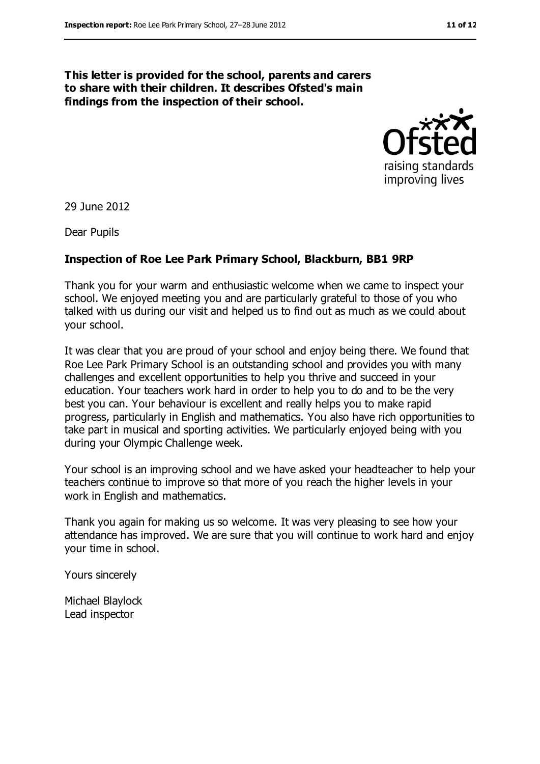**This letter is provided for the school, parents and carers to share with their children. It describes Ofsted's main findings from the inspection of their school.**

29 June 2012

Dear Pupils

**Inspection of Roe Lee Park Primary School, Blackburn, BB1 9RP**

Thank you for your warm and enthusiastic welcome when we came to inspect your school. We enjoyed meeting you and are particularly grateful to those of you who talked with us during our visit and helped us to find out as much as we could about your school.

It was clear that you are proud of your school and enjoy being there. We found that Roe Lee Park Primary School is an outstanding school and provides you with many challenges and excellent opportunities to help you thrive and succeed in your education. Your teachers work hard in order to help you to do and to be the very best you can. Your behaviour is excellent and really helps you to make rapid progress, particularly in English and mathematics. You also have rich opportunities to take part in musical and sporting activities. We particularly enjoyed being with you during your Olympic Challenge week.

Your school is an improving school and we have asked your headteacher to help your teachers continue to improve so that more of you reach the higher levels in your work in English and mathematics.

Thank you again for making us so welcome. It was very pleasing to see how your attendance has improved. We are sure that you will continue to work hard and enjoy your time in school.

Yours sincerely

Michael Blaylock
Lead inspector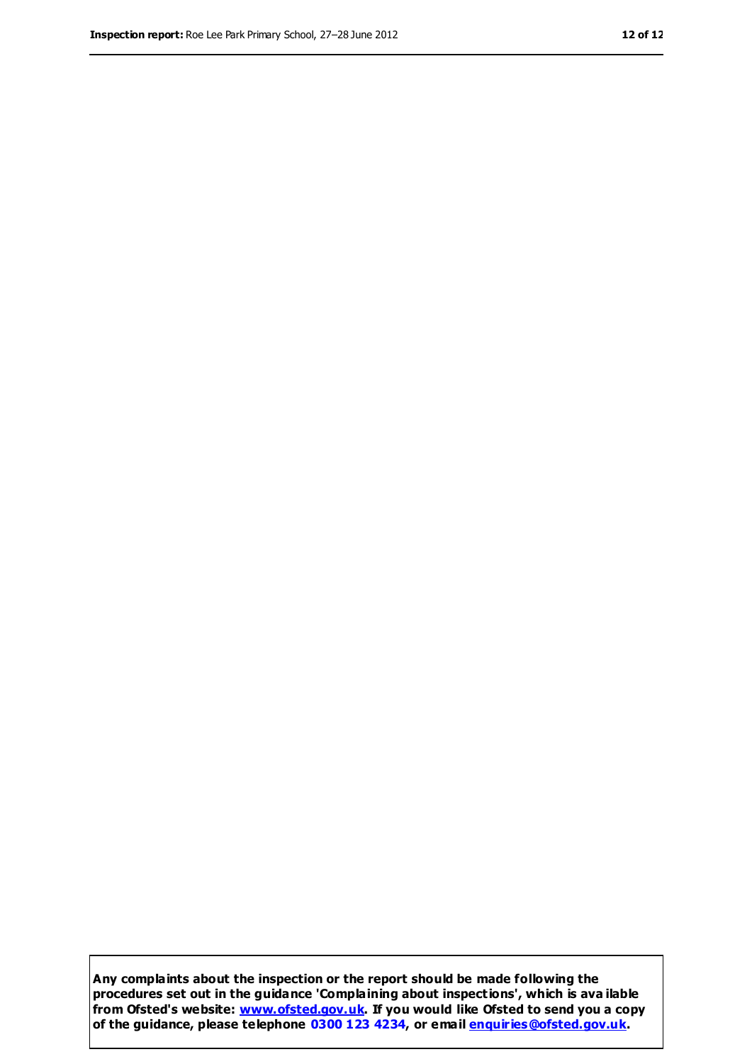**Any complaints about the inspection or the report should be made following the procedures set out in the guidance 'Complaining about inspections', which is available from Ofsted's website: www.ofsted.gov.uk. If you would like Ofsted to send you a copy of the guidance, please telephone 0300 123 4234, or email enquiries@ofsted.gov.uk.**